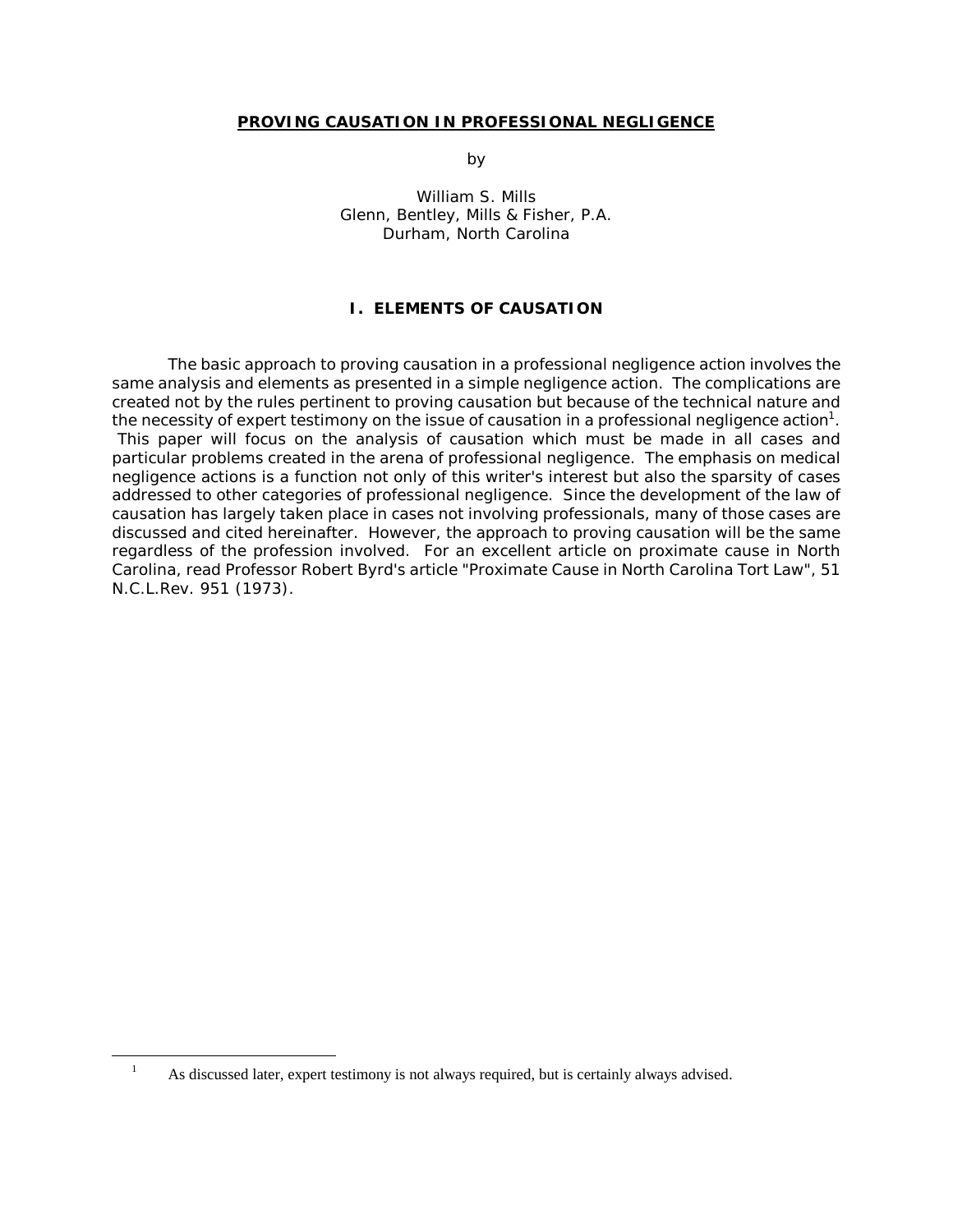# PROVING CAUSATION IN PROFESSIONAL NEGLIGENCE

by

William S. Mills
Glenn, Bentley, Mills & Fisher, P.A.
Durham, North Carolina

## I. ELEMENTS OF CAUSATION

The basic approach to proving causation in a professional negligence action involves the same analysis and elements as presented in a simple negligence action. The complications are created not by the rules pertinent to proving causation but because of the technical nature and the necessity of expert testimony on the issue of causation in a professional negligence action[1]. This paper will focus on the analysis of causation which must be made in all cases and particular problems created in the arena of professional negligence. The emphasis on medical negligence actions is a function not only of this writer's interest but also the sparsity of cases addressed to other categories of professional negligence. Since the development of the law of causation has largely taken place in cases not involving professionals, many of those cases are discussed and cited hereinafter. However, the approach to proving causation will be the same regardless of the profession involved. For an excellent article on proximate cause in North Carolina, read Professor Robert Byrd's article "Proximate Cause in North Carolina Tort Law", 51 N.C.L.Rev. 951 (1973).

---

[1] As discussed later, expert testimony is not always required, but is certainly always advised.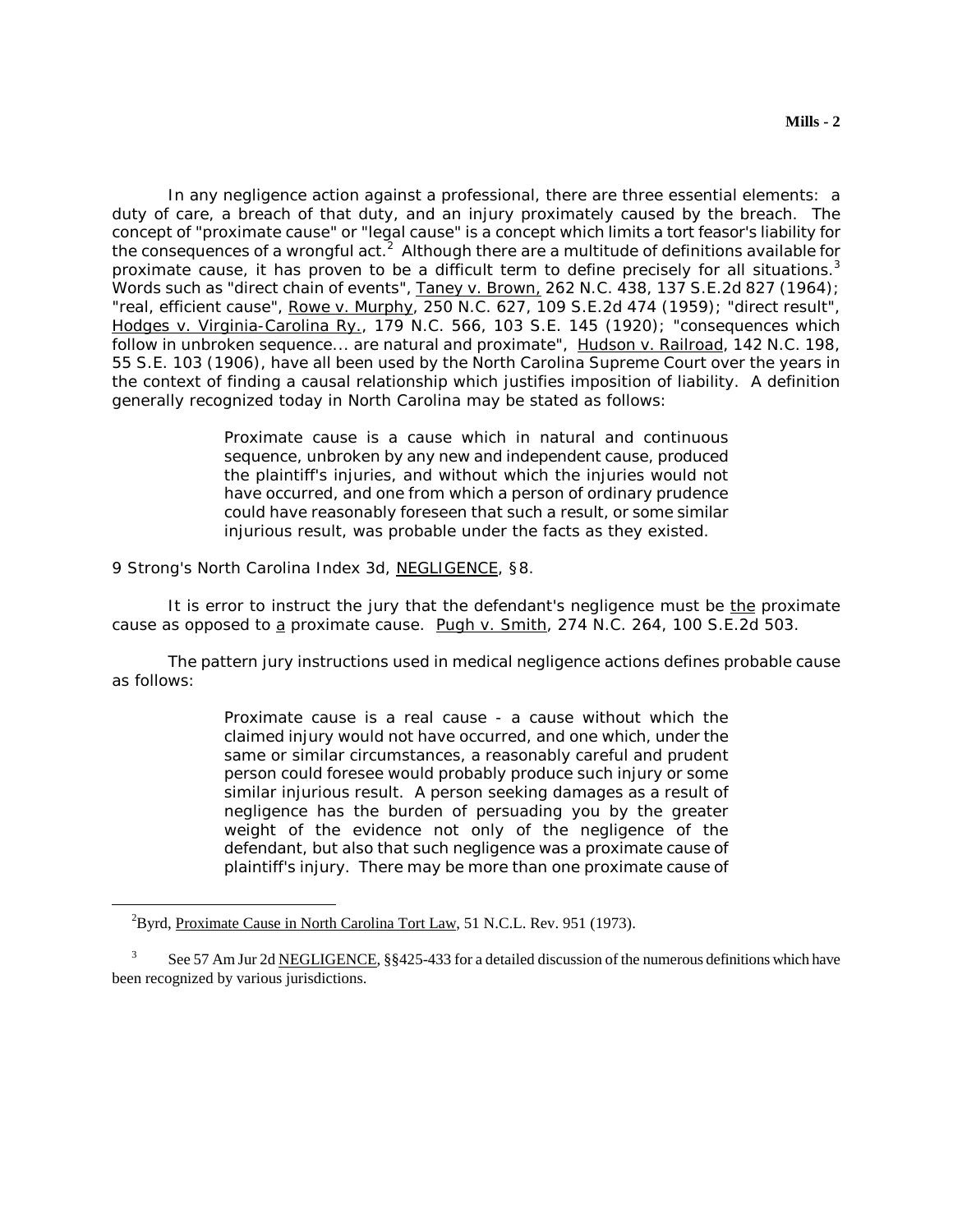In any negligence action against a professional, there are three essential elements: a duty of care, a breach of that duty, and an injury proximately caused by the breach. The concept of "proximate cause" or "legal cause" is a concept which limits a tort feasor's liability for the consequences of a wrongful act.[2] Although there are a multitude of definitions available for proximate cause, it has proven to be a difficult term to define precisely for all situations.[3] Words such as "direct chain of events", Taney v. Brown, 262 N.C. 438, 137 S.E.2d 827 (1964); "real, efficient cause", Rowe v. Murphy, 250 N.C. 627, 109 S.E.2d 474 (1959); "direct result", Hodges v. Virginia-Carolina Ry., 179 N.C. 566, 103 S.E. 145 (1920); "consequences which follow in unbroken sequence... are natural and proximate", Hudson v. Railroad, 142 N.C. 198, 55 S.E. 103 (1906), have all been used by the North Carolina Supreme Court over the years in the context of finding a causal relationship which justifies imposition of liability. A definition generally recognized today in North Carolina may be stated as follows:

> Proximate cause is a cause which in natural and continuous sequence, unbroken by any new and independent cause, produced the plaintiff's injuries, and without which the injuries would not have occurred, and one from which a person of ordinary prudence could have reasonably foreseen that such a result, or some similar injurious result, was probable under the facts as they existed.

9 Strong's North Carolina Index 3d, NEGLIGENCE, §8.

It is error to instruct the jury that the defendant's negligence must be the proximate cause as opposed to a proximate cause. Pugh v. Smith, 274 N.C. 264, 100 S.E.2d 503.

The pattern jury instructions used in medical negligence actions defines probable cause as follows:

> Proximate cause is a real cause - a cause without which the claimed injury would not have occurred, and one which, under the same or similar circumstances, a reasonably careful and prudent person could foresee would probably produce such injury or some similar injurious result. A person seeking damages as a result of negligence has the burden of persuading you by the greater weight of the evidence not only of the negligence of the defendant, but also that such negligence was a proximate cause of plaintiff's injury. There may be more than one proximate cause of

---

[2] Byrd, Proximate Cause in North Carolina Tort Law, 51 N.C.L. Rev. 951 (1973).

[3] See 57 Am Jur 2d NEGLIGENCE, §§425-433 for a detailed discussion of the numerous definitions which have been recognized by various jurisdictions.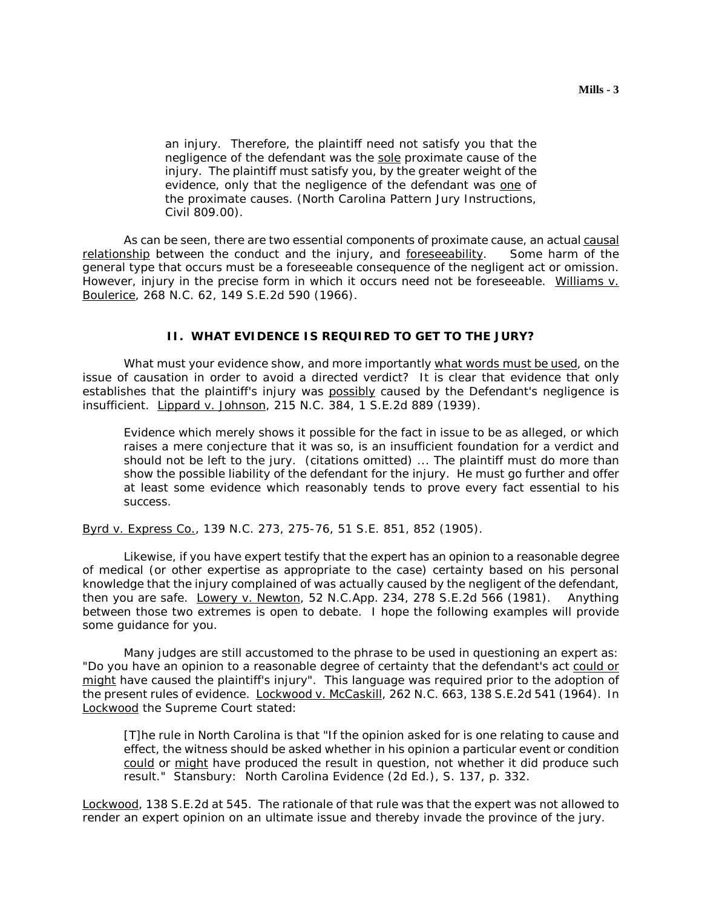> an injury. Therefore, the plaintiff need not satisfy you that the negligence of the defendant was the sole proximate cause of the injury. The plaintiff must satisfy you, by the greater weight of the evidence, only that the negligence of the defendant was one of the proximate causes. (North Carolina Pattern Jury Instructions, Civil 809.00).

As can be seen, there are two essential components of proximate cause, an actual causal relationship between the conduct and the injury, and foreseeability. Some harm of the general type that occurs must be a foreseeable consequence of the negligent act or omission. However, injury in the precise form in which it occurs need not be foreseeable. Williams v. Boulerice, 268 N.C. 62, 149 S.E.2d 590 (1966).

## II. WHAT EVIDENCE IS REQUIRED TO GET TO THE JURY?

What must your evidence show, and more importantly what words must be used, on the issue of causation in order to avoid a directed verdict? It is clear that evidence that only establishes that the plaintiff's injury was possibly caused by the Defendant's negligence is insufficient. Lippard v. Johnson, 215 N.C. 384, 1 S.E.2d 889 (1939).

> Evidence which merely shows it possible for the fact in issue to be as alleged, or which raises a mere conjecture that it was so, is an insufficient foundation for a verdict and should not be left to the jury. (citations omitted) ... The plaintiff must do more than show the possible liability of the defendant for the injury. He must go further and offer at least some evidence which reasonably tends to prove every fact essential to his success.

Byrd v. Express Co., 139 N.C. 273, 275-76, 51 S.E. 851, 852 (1905).

Likewise, if you have expert testify that the expert has an opinion to a reasonable degree of medical (or other expertise as appropriate to the case) certainty based on his personal knowledge that the injury complained of was actually caused by the negligent of the defendant, then you are safe. Lowery v. Newton, 52 N.C.App. 234, 278 S.E.2d 566 (1981). Anything between those two extremes is open to debate. I hope the following examples will provide some guidance for you.

Many judges are still accustomed to the phrase to be used in questioning an expert as: "Do you have an opinion to a reasonable degree of certainty that the defendant's act could or might have caused the plaintiff's injury". This language was required prior to the adoption of the present rules of evidence. Lockwood v. McCaskill, 262 N.C. 663, 138 S.E.2d 541 (1964). In Lockwood the Supreme Court stated:

> [T]he rule in North Carolina is that "If the opinion asked for is one relating to cause and effect, the witness should be asked whether in his opinion a particular event or condition could or might have produced the result in question, not whether it did produce such result." Stansbury: North Carolina Evidence (2d Ed.), S. 137, p. 332.

Lockwood, 138 S.E.2d at 545. The rationale of that rule was that the expert was not allowed to render an expert opinion on an ultimate issue and thereby invade the province of the jury.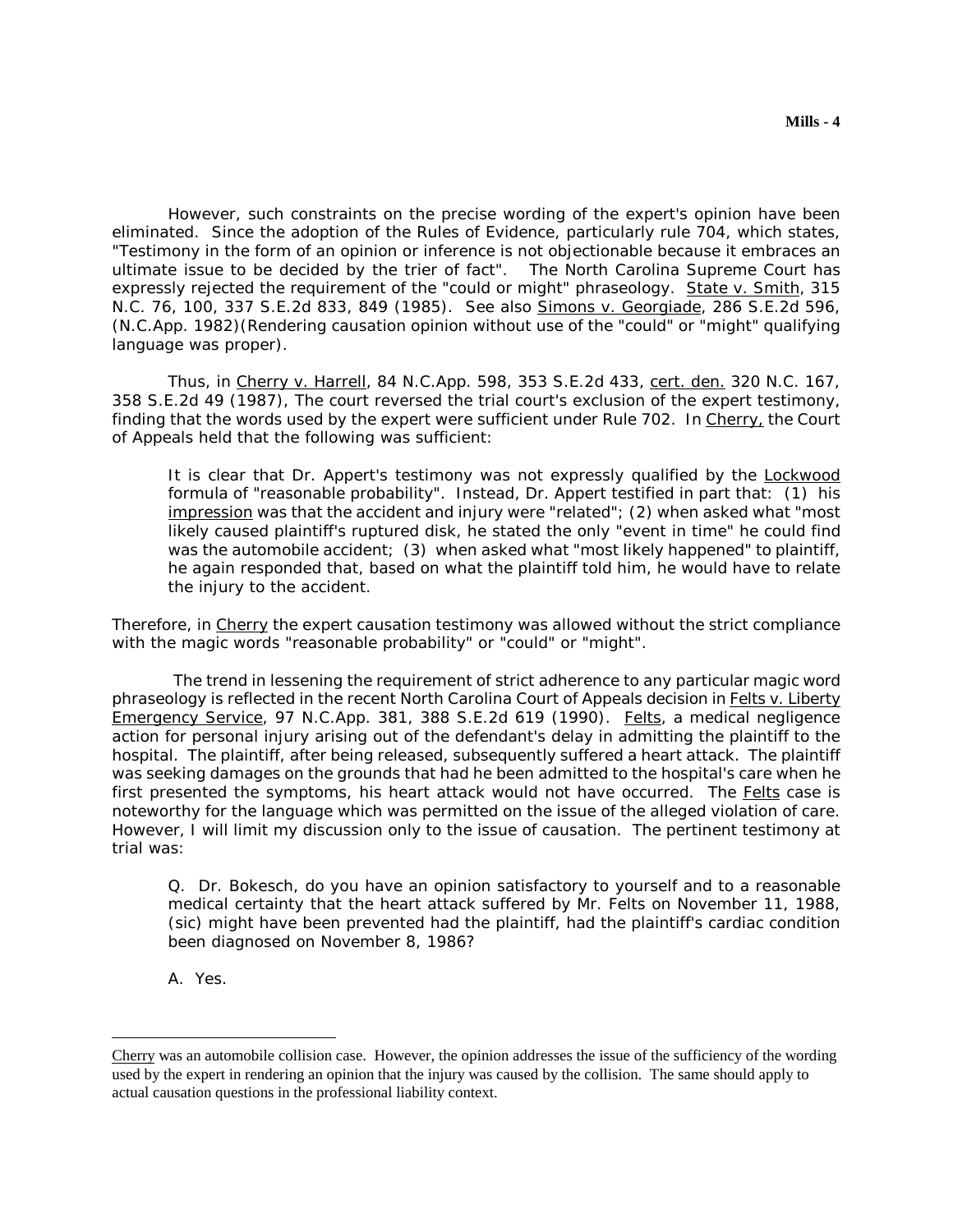However, such constraints on the precise wording of the expert's opinion have been eliminated. Since the adoption of the Rules of Evidence, particularly rule 704, which states, "Testimony in the form of an opinion or inference is not objectionable because it embraces an ultimate issue to be decided by the trier of fact". The North Carolina Supreme Court has expressly rejected the requirement of the "could or might" phraseology. State v. Smith, 315 N.C. 76, 100, 337 S.E.2d 833, 849 (1985). See also Simons v. Georgiade, 286 S.E.2d 596, (N.C.App. 1982)(Rendering causation opinion without use of the "could" or "might" qualifying language was proper).

Thus, in Cherry v. Harrell, 84 N.C.App. 598, 353 S.E.2d 433, cert. den. 320 N.C. 167, 358 S.E.2d 49 (1987), The court reversed the trial court's exclusion of the expert testimony, finding that the words used by the expert were sufficient under Rule 702. In Cherry, the Court of Appeals held that the following was sufficient:

> It is clear that Dr. Appert's testimony was not expressly qualified by the Lockwood formula of "reasonable probability". Instead, Dr. Appert testified in part that: (1) his impression was that the accident and injury were "related"; (2) when asked what "most likely caused plaintiff's ruptured disk, he stated the only "event in time" he could find was the automobile accident; (3) when asked what "most likely happened" to plaintiff, he again responded that, based on what the plaintiff told him, he would have to relate the injury to the accident.

Therefore, in Cherry the expert causation testimony was allowed without the strict compliance with the magic words "reasonable probability" or "could" or "might".

The trend in lessening the requirement of strict adherence to any particular magic word phraseology is reflected in the recent North Carolina Court of Appeals decision in Felts v. Liberty Emergency Service, 97 N.C.App. 381, 388 S.E.2d 619 (1990). Felts, a medical negligence action for personal injury arising out of the defendant's delay in admitting the plaintiff to the hospital. The plaintiff, after being released, subsequently suffered a heart attack. The plaintiff was seeking damages on the grounds that had he been admitted to the hospital's care when he first presented the symptoms, his heart attack would not have occurred. The Felts case is noteworthy for the language which was permitted on the issue of the alleged violation of care. However, I will limit my discussion only to the issue of causation. The pertinent testimony at trial was:

> Q. Dr. Bokesch, do you have an opinion satisfactory to yourself and to a reasonable medical certainty that the heart attack suffered by Mr. Felts on November 11, 1988, (sic) might have been prevented had the plaintiff, had the plaintiff's cardiac condition been diagnosed on November 8, 1986?
>
> A. Yes.

---

Cherry was an automobile collision case. However, the opinion addresses the issue of the sufficiency of the wording used by the expert in rendering an opinion that the injury was caused by the collision. The same should apply to actual causation questions in the professional liability context.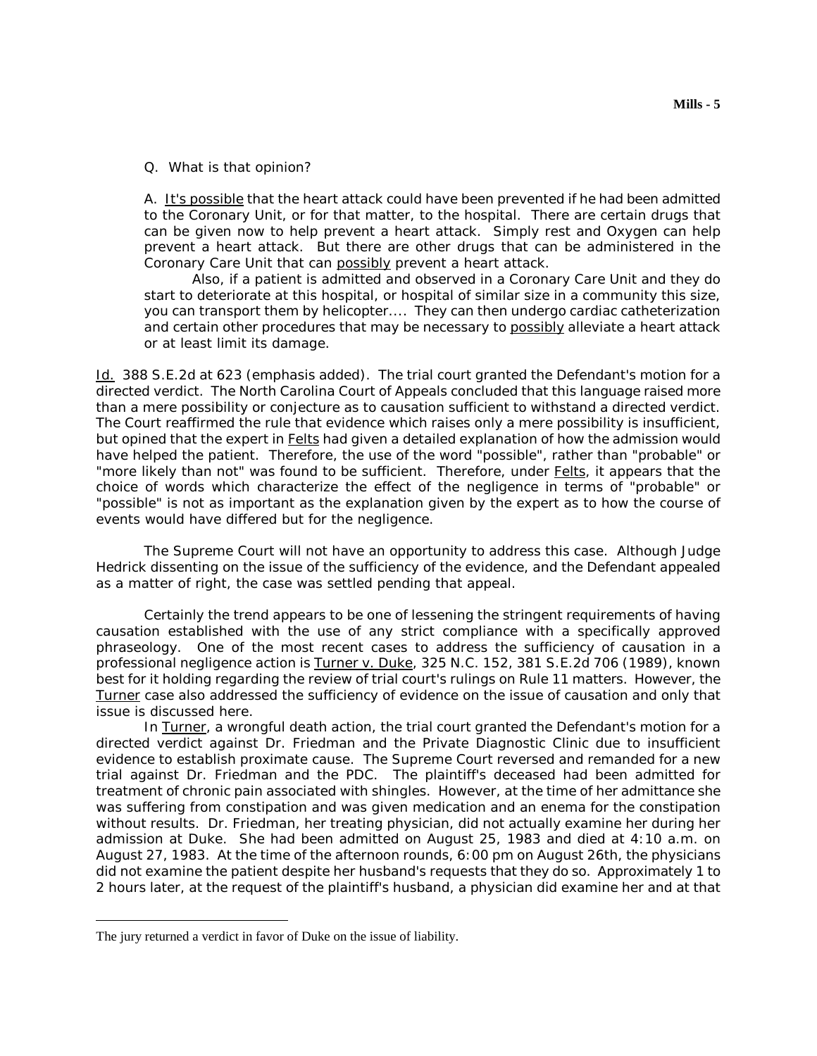Q. What is that opinion?

A. <u>It's possible</u> that the heart attack could have been prevented if he had been admitted to the Coronary Unit, or for that matter, to the hospital. There are certain drugs that can be given now to help prevent a heart attack. Simply rest and Oxygen can help prevent a heart attack. But there are other drugs that can be administered in the Coronary Care Unit that can <u>possibly</u> prevent a heart attack.

Also, if a patient is admitted and observed in a Coronary Care Unit and they do start to deteriorate at this hospital, or hospital of similar size in a community this size, you can transport them by helicopter.... They can then undergo cardiac catheterization and certain other procedures that may be necessary to <u>possibly</u> alleviate a heart attack or at least limit its damage.

<u>Id.</u> 388 S.E.2d at 623 (emphasis added). The trial court granted the Defendant's motion for a directed verdict. The North Carolina Court of Appeals concluded that this language raised more than a mere possibility or conjecture as to causation sufficient to withstand a directed verdict. The Court reaffirmed the rule that evidence which raises only a mere possibility is insufficient, but opined that the expert in <u>Felts</u> had given a detailed explanation of how the admission would have helped the patient. Therefore, the use of the word "possible", rather than "probable" or "more likely than not" was found to be sufficient. Therefore, under <u>Felts</u>, it appears that the choice of words which characterize the effect of the negligence in terms of "probable" or "possible" is not as important as the explanation given by the expert as to how the course of events would have differed but for the negligence.

The Supreme Court will not have an opportunity to address this case. Although Judge Hedrick dissenting on the issue of the sufficiency of the evidence, and the Defendant appealed as a matter of right, the case was settled pending that appeal.

Certainly the trend appears to be one of lessening the stringent requirements of having causation established with the use of any strict compliance with a specifically approved phraseology. One of the most recent cases to address the sufficiency of causation in a professional negligence action is <u>Turner v. Duke</u>, 325 N.C. 152, 381 S.E.2d 706 (1989), known best for it holding regarding the review of trial court's rulings on Rule 11 matters. However, the <u>Turner</u> case also addressed the sufficiency of evidence on the issue of causation and only that issue is discussed here.

In <u>Turner</u>, a wrongful death action, the trial court granted the Defendant's motion for a directed verdict against Dr. Friedman and the Private Diagnostic Clinic due to insufficient evidence to establish proximate cause. The Supreme Court reversed and remanded for a new trial against Dr. Friedman and the PDC. The plaintiff's deceased had been admitted for treatment of chronic pain associated with shingles. However, at the time of her admittance she was suffering from constipation and was given medication and an enema for the constipation without results. Dr. Friedman, her treating physician, did not actually examine her during her admission at Duke. She had been admitted on August 25, 1983 and died at 4:10 a.m. on August 27, 1983. At the time of the afternoon rounds, 6:00 pm on August 26th, the physicians did not examine the patient despite her husband's requests that they do so. Approximately 1 to 2 hours later, at the request of the plaintiff's husband, a physician did examine her and at that

---

The jury returned a verdict in favor of Duke on the issue of liability.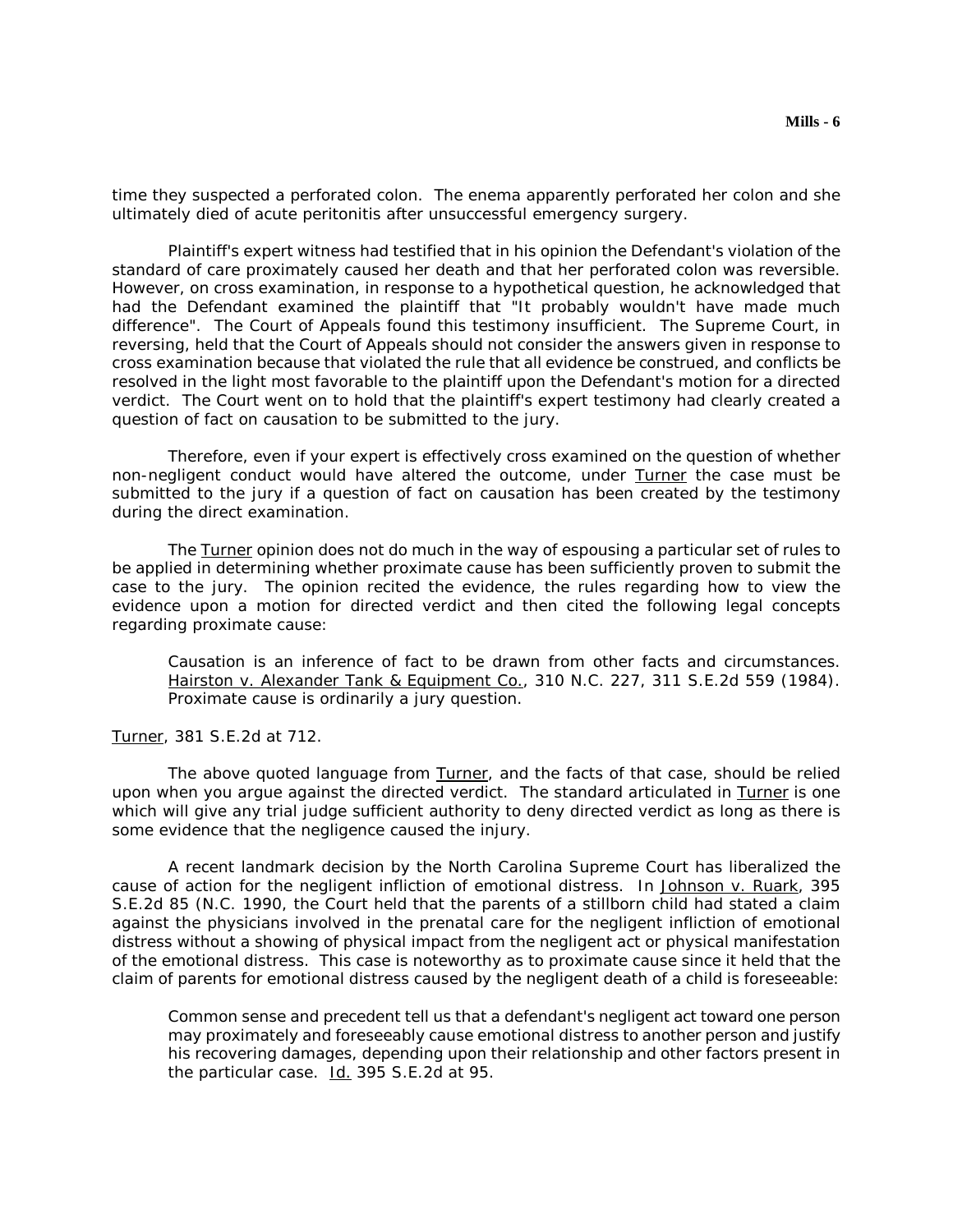time they suspected a perforated colon. The enema apparently perforated her colon and she ultimately died of acute peritonitis after unsuccessful emergency surgery.

Plaintiff's expert witness had testified that in his opinion the Defendant's violation of the standard of care proximately caused her death and that her perforated colon was reversible. However, on cross examination, in response to a hypothetical question, he acknowledged that had the Defendant examined the plaintiff that "It probably wouldn't have made much difference". The Court of Appeals found this testimony insufficient. The Supreme Court, in reversing, held that the Court of Appeals should not consider the answers given in response to cross examination because that violated the rule that all evidence be construed, and conflicts be resolved in the light most favorable to the plaintiff upon the Defendant's motion for a directed verdict. The Court went on to hold that the plaintiff's expert testimony had clearly created a question of fact on causation to be submitted to the jury.

Therefore, even if your expert is effectively cross examined on the question of whether non-negligent conduct would have altered the outcome, under Turner the case must be submitted to the jury if a question of fact on causation has been created by the testimony during the direct examination.

The Turner opinion does not do much in the way of espousing a particular set of rules to be applied in determining whether proximate cause has been sufficiently proven to submit the case to the jury. The opinion recited the evidence, the rules regarding how to view the evidence upon a motion for directed verdict and then cited the following legal concepts regarding proximate cause:

> Causation is an inference of fact to be drawn from other facts and circumstances. Hairston v. Alexander Tank & Equipment Co., 310 N.C. 227, 311 S.E.2d 559 (1984). Proximate cause is ordinarily a jury question.

Turner, 381 S.E.2d at 712.

The above quoted language from Turner, and the facts of that case, should be relied upon when you argue against the directed verdict. The standard articulated in Turner is one which will give any trial judge sufficient authority to deny directed verdict as long as there is some evidence that the negligence caused the injury.

A recent landmark decision by the North Carolina Supreme Court has liberalized the cause of action for the negligent infliction of emotional distress. In Johnson v. Ruark, 395 S.E.2d 85 (N.C. 1990, the Court held that the parents of a stillborn child had stated a claim against the physicians involved in the prenatal care for the negligent infliction of emotional distress without a showing of physical impact from the negligent act or physical manifestation of the emotional distress. This case is noteworthy as to proximate cause since it held that the claim of parents for emotional distress caused by the negligent death of a child is foreseeable:

> Common sense and precedent tell us that a defendant's negligent act toward one person may proximately and foreseeably cause emotional distress to another person and justify his recovering damages, depending upon their relationship and other factors present in the particular case. Id. 395 S.E.2d at 95.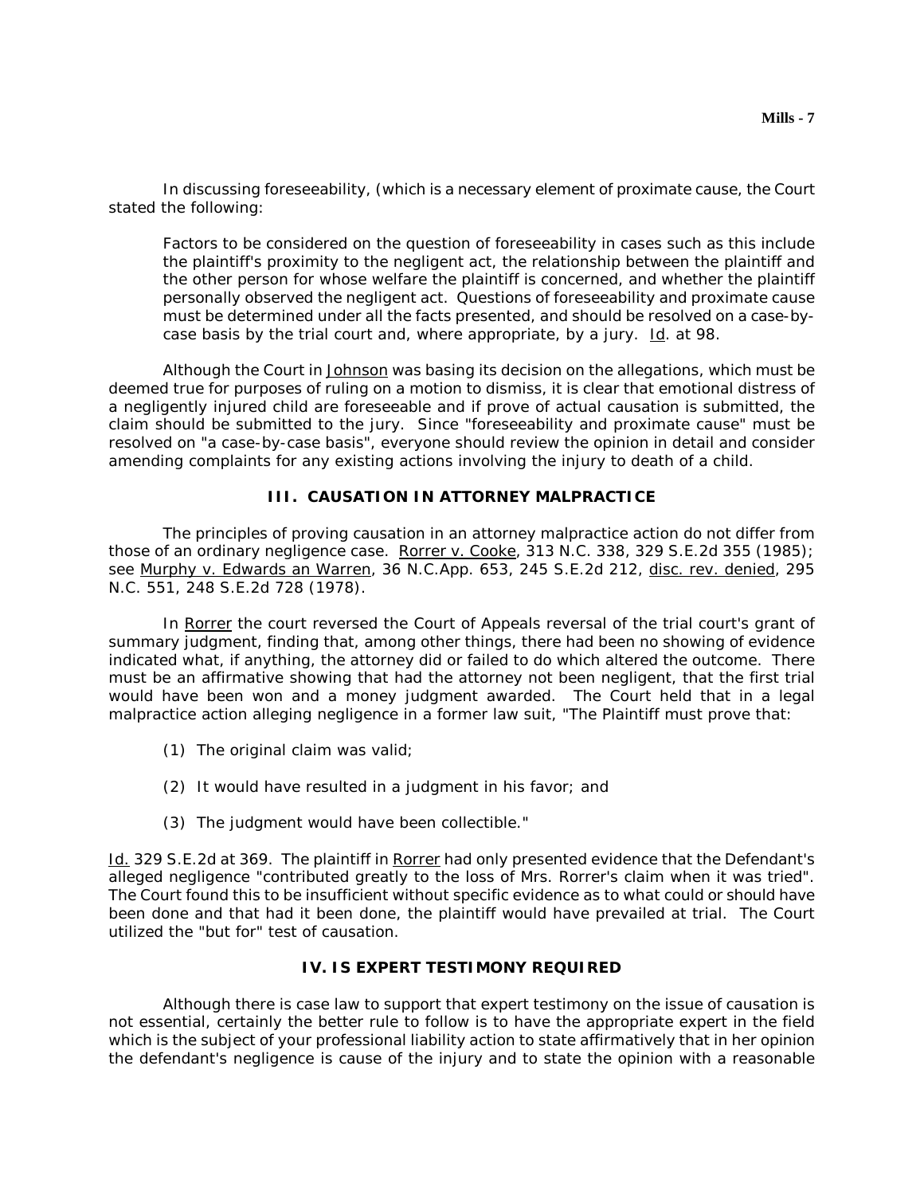In discussing foreseeability, (which is a necessary element of proximate cause, the Court stated the following:

> Factors to be considered on the question of foreseeability in cases such as this include the plaintiff's proximity to the negligent act, the relationship between the plaintiff and the other person for whose welfare the plaintiff is concerned, and whether the plaintiff personally observed the negligent act. Questions of foreseeability and proximate cause must be determined under all the facts presented, and should be resolved on a case-by-case basis by the trial court and, where appropriate, by a jury. Id. at 98.

Although the Court in Johnson was basing its decision on the allegations, which must be deemed true for purposes of ruling on a motion to dismiss, it is clear that emotional distress of a negligently injured child are foreseeable and if prove of actual causation is submitted, the claim should be submitted to the jury. Since "foreseeability and proximate cause" must be resolved on "a case-by-case basis", everyone should review the opinion in detail and consider amending complaints for any existing actions involving the injury to death of a child.

## III. CAUSATION IN ATTORNEY MALPRACTICE

The principles of proving causation in an attorney malpractice action do not differ from those of an ordinary negligence case. Rorrer v. Cooke, 313 N.C. 338, 329 S.E.2d 355 (1985); see Murphy v. Edwards an Warren, 36 N.C.App. 653, 245 S.E.2d 212, disc. rev. denied, 295 N.C. 551, 248 S.E.2d 728 (1978).

In Rorrer the court reversed the Court of Appeals reversal of the trial court's grant of summary judgment, finding that, among other things, there had been no showing of evidence indicated what, if anything, the attorney did or failed to do which altered the outcome. There must be an affirmative showing that had the attorney not been negligent, that the first trial would have been won and a money judgment awarded. The Court held that in a legal malpractice action alleging negligence in a former law suit, "The Plaintiff must prove that:

(1) The original claim was valid;

(2) It would have resulted in a judgment in his favor; and

(3) The judgment would have been collectible."

Id. 329 S.E.2d at 369. The plaintiff in Rorrer had only presented evidence that the Defendant's alleged negligence "contributed greatly to the loss of Mrs. Rorrer's claim when it was tried". The Court found this to be insufficient without specific evidence as to what could or should have been done and that had it been done, the plaintiff would have prevailed at trial. The Court utilized the "but for" test of causation.

## IV. IS EXPERT TESTIMONY REQUIRED

Although there is case law to support that expert testimony on the issue of causation is not essential, certainly the better rule to follow is to have the appropriate expert in the field which is the subject of your professional liability action to state affirmatively that in her opinion the defendant's negligence is cause of the injury and to state the opinion with a reasonable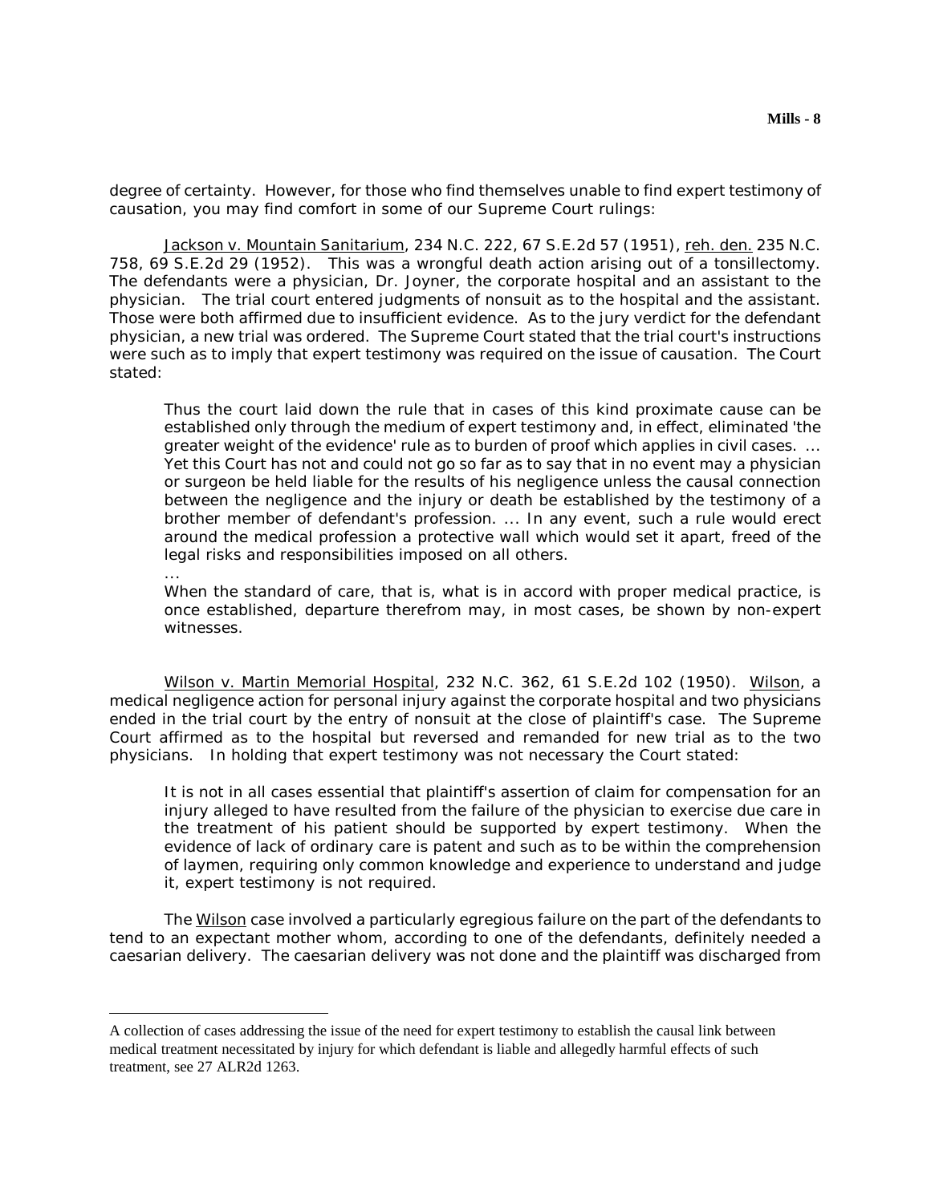degree of certainty. However, for those who find themselves unable to find expert testimony of causation, you may find comfort in some of our Supreme Court rulings:

Jackson v. Mountain Sanitarium, 234 N.C. 222, 67 S.E.2d 57 (1951), reh. den. 235 N.C. 758, 69 S.E.2d 29 (1952). This was a wrongful death action arising out of a tonsillectomy. The defendants were a physician, Dr. Joyner, the corporate hospital and an assistant to the physician. The trial court entered judgments of nonsuit as to the hospital and the assistant. Those were both affirmed due to insufficient evidence. As to the jury verdict for the defendant physician, a new trial was ordered. The Supreme Court stated that the trial court's instructions were such as to imply that expert testimony was required on the issue of causation. The Court stated:

> Thus the court laid down the rule that in cases of this kind proximate cause can be established only through the medium of expert testimony and, in effect, eliminated 'the greater weight of the evidence' rule as to burden of proof which applies in civil cases. ... Yet this Court has not and could not go so far as to say that in no event may a physician or surgeon be held liable for the results of his negligence unless the causal connection between the negligence and the injury or death be established by the testimony of a brother member of defendant's profession. ... In any event, such a rule would erect around the medical profession a protective wall which would set it apart, freed of the legal risks and responsibilities imposed on all others.
>
> ...
>
> When the standard of care, that is, what is in accord with proper medical practice, is once established, departure therefrom may, in most cases, be shown by non-expert witnesses.

Wilson v. Martin Memorial Hospital, 232 N.C. 362, 61 S.E.2d 102 (1950). Wilson, a medical negligence action for personal injury against the corporate hospital and two physicians ended in the trial court by the entry of nonsuit at the close of plaintiff's case. The Supreme Court affirmed as to the hospital but reversed and remanded for new trial as to the two physicians. In holding that expert testimony was not necessary the Court stated:

> It is not in all cases essential that plaintiff's assertion of claim for compensation for an injury alleged to have resulted from the failure of the physician to exercise due care in the treatment of his patient should be supported by expert testimony. When the evidence of lack of ordinary care is patent and such as to be within the comprehension of laymen, requiring only common knowledge and experience to understand and judge it, expert testimony is not required.

The Wilson case involved a particularly egregious failure on the part of the defendants to tend to an expectant mother whom, according to one of the defendants, definitely needed a caesarian delivery. The caesarian delivery was not done and the plaintiff was discharged from

---

A collection of cases addressing the issue of the need for expert testimony to establish the causal link between medical treatment necessitated by injury for which defendant is liable and allegedly harmful effects of such treatment, see 27 ALR2d 1263.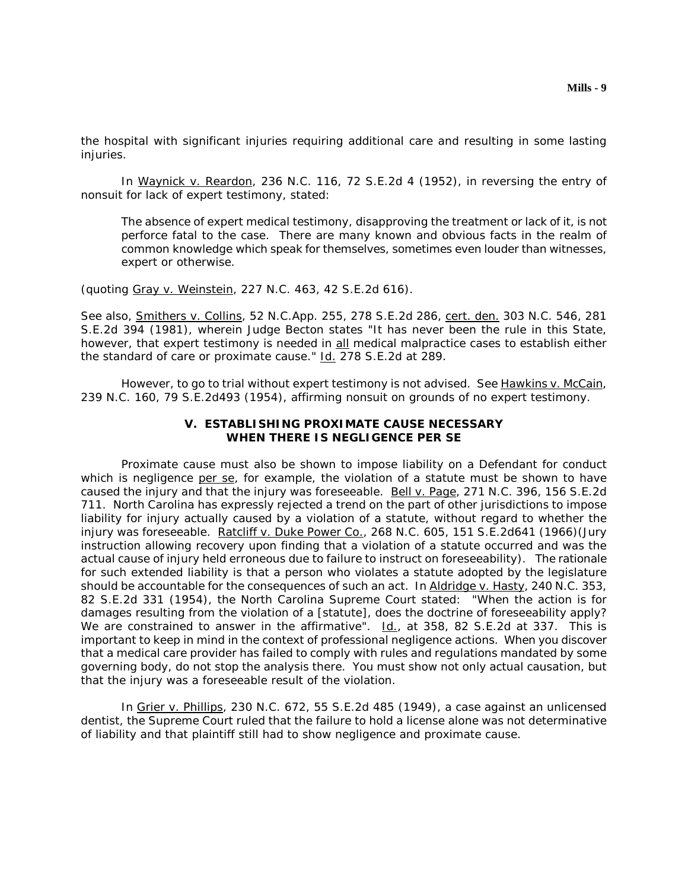the hospital with significant injuries requiring additional care and resulting in some lasting injuries.

In Waynick v. Reardon, 236 N.C. 116, 72 S.E.2d 4 (1952), in reversing the entry of nonsuit for lack of expert testimony, stated:

> The absence of expert medical testimony, disapproving the treatment or lack of it, is not perforce fatal to the case. There are many known and obvious facts in the realm of common knowledge which speak for themselves, sometimes even louder than witnesses, expert or otherwise.

(quoting Gray v. Weinstein, 227 N.C. 463, 42 S.E.2d 616).

See also, Smithers v. Collins, 52 N.C.App. 255, 278 S.E.2d 286, cert. den. 303 N.C. 546, 281 S.E.2d 394 (1981), wherein Judge Becton states "It has never been the rule in this State, however, that expert testimony is needed in all medical malpractice cases to establish either the standard of care or proximate cause." Id. 278 S.E.2d at 289.

However, to go to trial without expert testimony is not advised. See Hawkins v. McCain, 239 N.C. 160, 79 S.E.2d493 (1954), affirming nonsuit on grounds of no expert testimony.

## V. ESTABLISHING PROXIMATE CAUSE NECESSARY WHEN THERE IS NEGLIGENCE PER SE

Proximate cause must also be shown to impose liability on a Defendant for conduct which is negligence per se, for example, the violation of a statute must be shown to have caused the injury and that the injury was foreseeable. Bell v. Page, 271 N.C. 396, 156 S.E.2d 711. North Carolina has expressly rejected a trend on the part of other jurisdictions to impose liability for injury actually caused by a violation of a statute, without regard to whether the injury was foreseeable. Ratcliff v. Duke Power Co., 268 N.C. 605, 151 S.E.2d641 (1966)(Jury instruction allowing recovery upon finding that a violation of a statute occurred and was the actual cause of injury held erroneous due to failure to instruct on foreseeability). The rationale for such extended liability is that a person who violates a statute adopted by the legislature should be accountable for the consequences of such an act. In Aldridge v. Hasty, 240 N.C. 353, 82 S.E.2d 331 (1954), the North Carolina Supreme Court stated: "When the action is for damages resulting from the violation of a [statute], does the doctrine of foreseeability apply? We are constrained to answer in the affirmative". Id., at 358, 82 S.E.2d at 337. This is important to keep in mind in the context of professional negligence actions. When you discover that a medical care provider has failed to comply with rules and regulations mandated by some governing body, do not stop the analysis there. You must show not only actual causation, but that the injury was a foreseeable result of the violation.

In Grier v. Phillips, 230 N.C. 672, 55 S.E.2d 485 (1949), a case against an unlicensed dentist, the Supreme Court ruled that the failure to hold a license alone was not determinative of liability and that plaintiff still had to show negligence and proximate cause.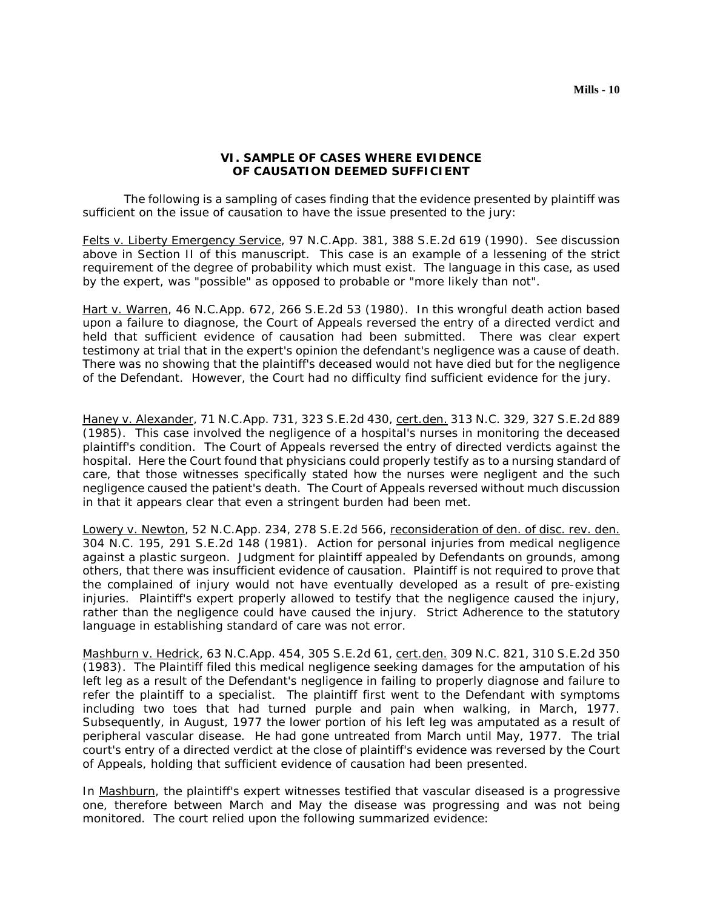## VI. SAMPLE OF CASES WHERE EVIDENCE OF CAUSATION DEEMED SUFFICIENT

The following is a sampling of cases finding that the evidence presented by plaintiff was sufficient on the issue of causation to have the issue presented to the jury:

Felts v. Liberty Emergency Service, 97 N.C.App. 381, 388 S.E.2d 619 (1990). See discussion above in Section II of this manuscript. This case is an example of a lessening of the strict requirement of the degree of probability which must exist. The language in this case, as used by the expert, was "possible" as opposed to probable or "more likely than not".

Hart v. Warren, 46 N.C.App. 672, 266 S.E.2d 53 (1980). In this wrongful death action based upon a failure to diagnose, the Court of Appeals reversed the entry of a directed verdict and held that sufficient evidence of causation had been submitted. There was clear expert testimony at trial that in the expert's opinion the defendant's negligence was a cause of death. There was no showing that the plaintiff's deceased would not have died but for the negligence of the Defendant. However, the Court had no difficulty find sufficient evidence for the jury.

Haney v. Alexander, 71 N.C.App. 731, 323 S.E.2d 430, cert.den. 313 N.C. 329, 327 S.E.2d 889 (1985). This case involved the negligence of a hospital's nurses in monitoring the deceased plaintiff's condition. The Court of Appeals reversed the entry of directed verdicts against the hospital. Here the Court found that physicians could properly testify as to a nursing standard of care, that those witnesses specifically stated how the nurses were negligent and the such negligence caused the patient's death. The Court of Appeals reversed without much discussion in that it appears clear that even a stringent burden had been met.

Lowery v. Newton, 52 N.C.App. 234, 278 S.E.2d 566, reconsideration of den. of disc. rev. den. 304 N.C. 195, 291 S.E.2d 148 (1981). Action for personal injuries from medical negligence against a plastic surgeon. Judgment for plaintiff appealed by Defendants on grounds, among others, that there was insufficient evidence of causation. Plaintiff is not required to prove that the complained of injury would not have eventually developed as a result of pre-existing injuries. Plaintiff's expert properly allowed to testify that the negligence caused the injury, rather than the negligence could have caused the injury. Strict Adherence to the statutory language in establishing standard of care was not error.

Mashburn v. Hedrick, 63 N.C.App. 454, 305 S.E.2d 61, cert.den. 309 N.C. 821, 310 S.E.2d 350 (1983). The Plaintiff filed this medical negligence seeking damages for the amputation of his left leg as a result of the Defendant's negligence in failing to properly diagnose and failure to refer the plaintiff to a specialist. The plaintiff first went to the Defendant with symptoms including two toes that had turned purple and pain when walking, in March, 1977. Subsequently, in August, 1977 the lower portion of his left leg was amputated as a result of peripheral vascular disease. He had gone untreated from March until May, 1977. The trial court's entry of a directed verdict at the close of plaintiff's evidence was reversed by the Court of Appeals, holding that sufficient evidence of causation had been presented.

In Mashburn, the plaintiff's expert witnesses testified that vascular diseased is a progressive one, therefore between March and May the disease was progressing and was not being monitored. The court relied upon the following summarized evidence: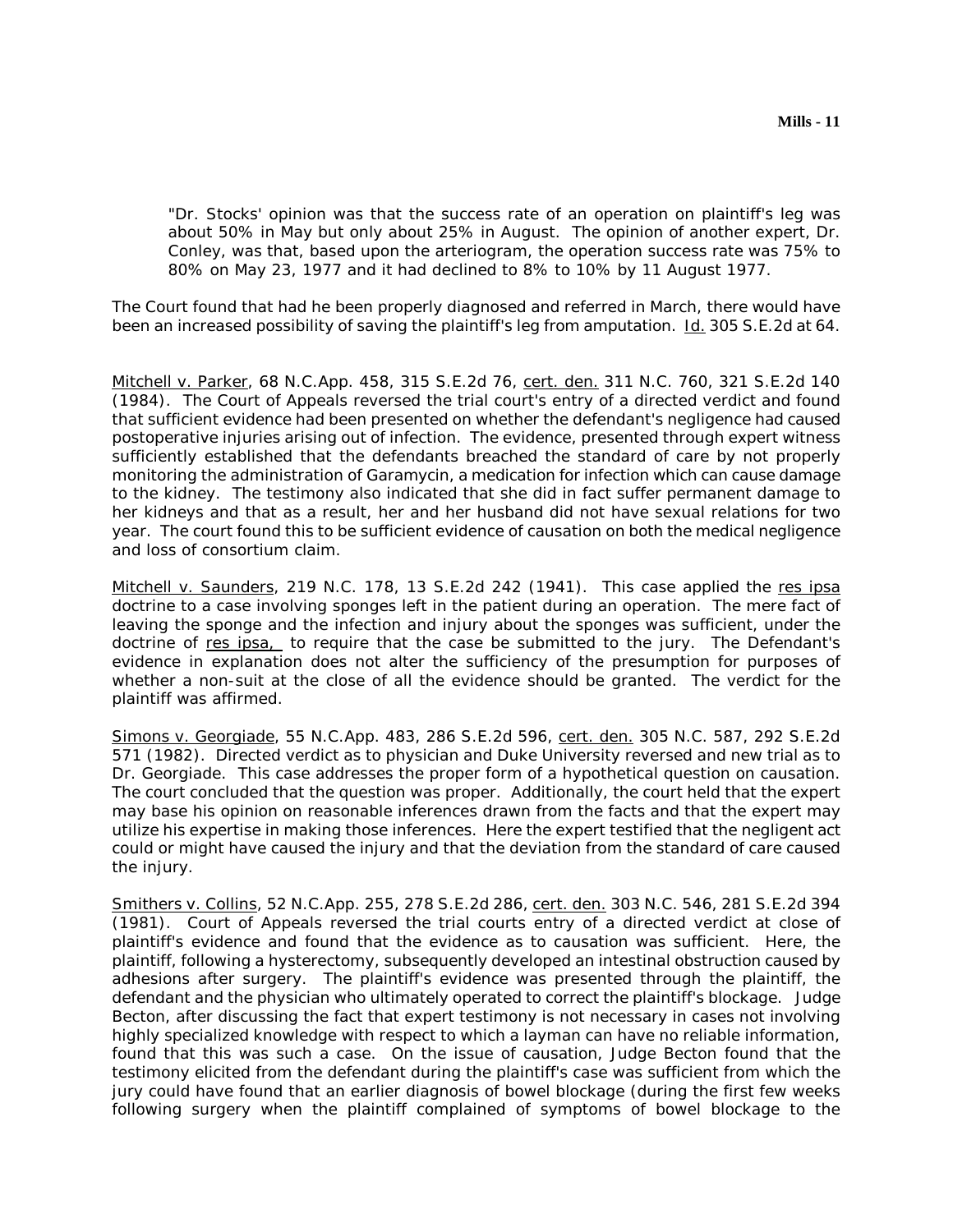> "Dr. Stocks' opinion was that the success rate of an operation on plaintiff's leg was about 50% in May but only about 25% in August. The opinion of another expert, Dr. Conley, was that, based upon the arteriogram, the operation success rate was 75% to 80% on May 23, 1977 and it had declined to 8% to 10% by 11 August 1977.

The Court found that had he been properly diagnosed and referred in March, there would have been an increased possibility of saving the plaintiff's leg from amputation. Id. 305 S.E.2d at 64.

Mitchell v. Parker, 68 N.C.App. 458, 315 S.E.2d 76, cert. den. 311 N.C. 760, 321 S.E.2d 140 (1984). The Court of Appeals reversed the trial court's entry of a directed verdict and found that sufficient evidence had been presented on whether the defendant's negligence had caused postoperative injuries arising out of infection. The evidence, presented through expert witness sufficiently established that the defendants breached the standard of care by not properly monitoring the administration of Garamycin, a medication for infection which can cause damage to the kidney. The testimony also indicated that she did in fact suffer permanent damage to her kidneys and that as a result, her and her husband did not have sexual relations for two year. The court found this to be sufficient evidence of causation on both the medical negligence and loss of consortium claim.

Mitchell v. Saunders, 219 N.C. 178, 13 S.E.2d 242 (1941). This case applied the res ipsa doctrine to a case involving sponges left in the patient during an operation. The mere fact of leaving the sponge and the infection and injury about the sponges was sufficient, under the doctrine of res ipsa, to require that the case be submitted to the jury. The Defendant's evidence in explanation does not alter the sufficiency of the presumption for purposes of whether a non-suit at the close of all the evidence should be granted. The verdict for the plaintiff was affirmed.

Simons v. Georgiade, 55 N.C.App. 483, 286 S.E.2d 596, cert. den. 305 N.C. 587, 292 S.E.2d 571 (1982). Directed verdict as to physician and Duke University reversed and new trial as to Dr. Georgiade. This case addresses the proper form of a hypothetical question on causation. The court concluded that the question was proper. Additionally, the court held that the expert may base his opinion on reasonable inferences drawn from the facts and that the expert may utilize his expertise in making those inferences. Here the expert testified that the negligent act could or might have caused the injury and that the deviation from the standard of care caused the injury.

Smithers v. Collins, 52 N.C.App. 255, 278 S.E.2d 286, cert. den. 303 N.C. 546, 281 S.E.2d 394 (1981). Court of Appeals reversed the trial courts entry of a directed verdict at close of plaintiff's evidence and found that the evidence as to causation was sufficient. Here, the plaintiff, following a hysterectomy, subsequently developed an intestinal obstruction caused by adhesions after surgery. The plaintiff's evidence was presented through the plaintiff, the defendant and the physician who ultimately operated to correct the plaintiff's blockage. Judge Becton, after discussing the fact that expert testimony is not necessary in cases not involving highly specialized knowledge with respect to which a layman can have no reliable information, found that this was such a case. On the issue of causation, Judge Becton found that the testimony elicited from the defendant during the plaintiff's case was sufficient from which the jury could have found that an earlier diagnosis of bowel blockage (during the first few weeks following surgery when the plaintiff complained of symptoms of bowel blockage to the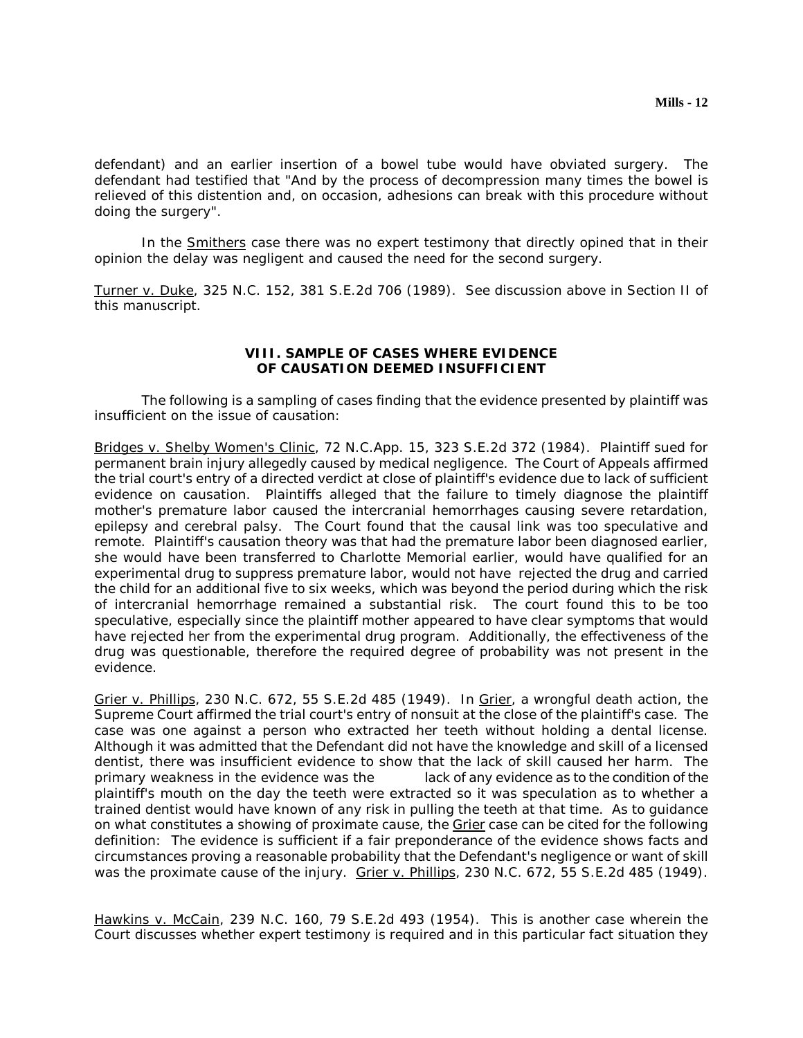defendant) and an earlier insertion of a bowel tube would have obviated surgery. The defendant had testified that "And by the process of decompression many times the bowel is relieved of this distention and, on occasion, adhesions can break with this procedure without doing the surgery".

In the Smithers case there was no expert testimony that directly opined that in their opinion the delay was negligent and caused the need for the second surgery.

Turner v. Duke, 325 N.C. 152, 381 S.E.2d 706 (1989). See discussion above in Section II of this manuscript.

## VIII. SAMPLE OF CASES WHERE EVIDENCE OF CAUSATION DEEMED INSUFFICIENT

The following is a sampling of cases finding that the evidence presented by plaintiff was insufficient on the issue of causation:

Bridges v. Shelby Women's Clinic, 72 N.C.App. 15, 323 S.E.2d 372 (1984). Plaintiff sued for permanent brain injury allegedly caused by medical negligence. The Court of Appeals affirmed the trial court's entry of a directed verdict at close of plaintiff's evidence due to lack of sufficient evidence on causation. Plaintiffs alleged that the failure to timely diagnose the plaintiff mother's premature labor caused the intercranial hemorrhages causing severe retardation, epilepsy and cerebral palsy. The Court found that the causal link was too speculative and remote. Plaintiff's causation theory was that had the premature labor been diagnosed earlier, she would have been transferred to Charlotte Memorial earlier, would have qualified for an experimental drug to suppress premature labor, would not have rejected the drug and carried the child for an additional five to six weeks, which was beyond the period during which the risk of intercranial hemorrhage remained a substantial risk. The court found this to be too speculative, especially since the plaintiff mother appeared to have clear symptoms that would have rejected her from the experimental drug program. Additionally, the effectiveness of the drug was questionable, therefore the required degree of probability was not present in the evidence.

Grier v. Phillips, 230 N.C. 672, 55 S.E.2d 485 (1949). In Grier, a wrongful death action, the Supreme Court affirmed the trial court's entry of nonsuit at the close of the plaintiff's case. The case was one against a person who extracted her teeth without holding a dental license. Although it was admitted that the Defendant did not have the knowledge and skill of a licensed dentist, there was insufficient evidence to show that the lack of skill caused her harm. The primary weakness in the evidence was the lack of any evidence as to the condition of the plaintiff's mouth on the day the teeth were extracted so it was speculation as to whether a trained dentist would have known of any risk in pulling the teeth at that time. As to guidance on what constitutes a showing of proximate cause, the Grier case can be cited for the following definition: The evidence is sufficient if a fair preponderance of the evidence shows facts and circumstances proving a reasonable probability that the Defendant's negligence or want of skill was the proximate cause of the injury. Grier v. Phillips, 230 N.C. 672, 55 S.E.2d 485 (1949).

Hawkins v. McCain, 239 N.C. 160, 79 S.E.2d 493 (1954). This is another case wherein the Court discusses whether expert testimony is required and in this particular fact situation they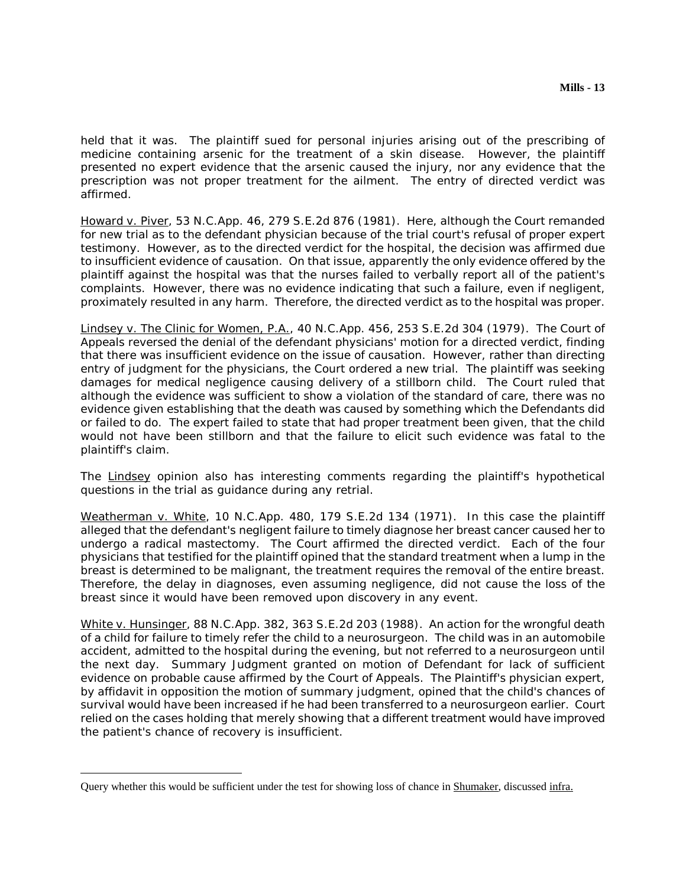held that it was. The plaintiff sued for personal injuries arising out of the prescribing of medicine containing arsenic for the treatment of a skin disease. However, the plaintiff presented no expert evidence that the arsenic caused the injury, nor any evidence that the prescription was not proper treatment for the ailment. The entry of directed verdict was affirmed.

Howard v. Piver, 53 N.C.App. 46, 279 S.E.2d 876 (1981). Here, although the Court remanded for new trial as to the defendant physician because of the trial court's refusal of proper expert testimony. However, as to the directed verdict for the hospital, the decision was affirmed due to insufficient evidence of causation. On that issue, apparently the only evidence offered by the plaintiff against the hospital was that the nurses failed to verbally report all of the patient's complaints. However, there was no evidence indicating that such a failure, even if negligent, proximately resulted in any harm. Therefore, the directed verdict as to the hospital was proper.

Lindsey v. The Clinic for Women, P.A., 40 N.C.App. 456, 253 S.E.2d 304 (1979). The Court of Appeals reversed the denial of the defendant physicians' motion for a directed verdict, finding that there was insufficient evidence on the issue of causation. However, rather than directing entry of judgment for the physicians, the Court ordered a new trial. The plaintiff was seeking damages for medical negligence causing delivery of a stillborn child. The Court ruled that although the evidence was sufficient to show a violation of the standard of care, there was no evidence given establishing that the death was caused by something which the Defendants did or failed to do. The expert failed to state that had proper treatment been given, that the child would not have been stillborn and that the failure to elicit such evidence was fatal to the plaintiff's claim.

The Lindsey opinion also has interesting comments regarding the plaintiff's hypothetical questions in the trial as guidance during any retrial.

Weatherman v. White, 10 N.C.App. 480, 179 S.E.2d 134 (1971). In this case the plaintiff alleged that the defendant's negligent failure to timely diagnose her breast cancer caused her to undergo a radical mastectomy. The Court affirmed the directed verdict. Each of the four physicians that testified for the plaintiff opined that the standard treatment when a lump in the breast is determined to be malignant, the treatment requires the removal of the entire breast. Therefore, the delay in diagnoses, even assuming negligence, did not cause the loss of the breast since it would have been removed upon discovery in any event.

White v. Hunsinger, 88 N.C.App. 382, 363 S.E.2d 203 (1988). An action for the wrongful death of a child for failure to timely refer the child to a neurosurgeon. The child was in an automobile accident, admitted to the hospital during the evening, but not referred to a neurosurgeon until the next day. Summary Judgment granted on motion of Defendant for lack of sufficient evidence on probable cause affirmed by the Court of Appeals. The Plaintiff's physician expert, by affidavit in opposition the motion of summary judgment, opined that the child's chances of survival would have been increased if he had been transferred to a neurosurgeon earlier. Court relied on the cases holding that merely showing that a different treatment would have improved the patient's chance of recovery is insufficient.

---

Query whether this would be sufficient under the test for showing loss of chance in Shumaker, discussed infra.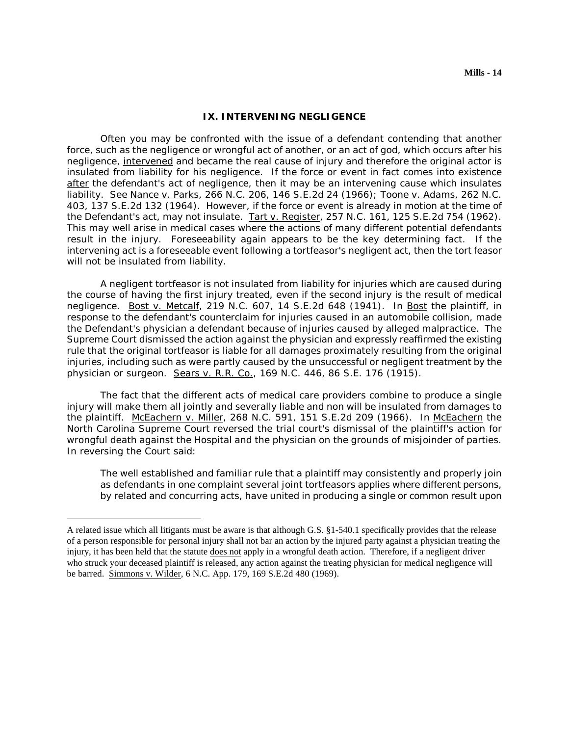## IX. INTERVENING NEGLIGENCE

Often you may be confronted with the issue of a defendant contending that another force, such as the negligence or wrongful act of another, or an act of god, which occurs after his negligence, intervened and became the real cause of injury and therefore the original actor is insulated from liability for his negligence. If the force or event in fact comes into existence after the defendant's act of negligence, then it may be an intervening cause which insulates liability. See Nance v. Parks, 266 N.C. 206, 146 S.E.2d 24 (1966); Toone v. Adams, 262 N.C. 403, 137 S.E.2d 132 (1964). However, if the force or event is already in motion at the time of the Defendant's act, may not insulate. Tart v. Register, 257 N.C. 161, 125 S.E.2d 754 (1962). This may well arise in medical cases where the actions of many different potential defendants result in the injury. Foreseeability again appears to be the key determining fact. If the intervening act is a foreseeable event following a tortfeasor's negligent act, then the tort feasor will not be insulated from liability.

A negligent tortfeasor is not insulated from liability for injuries which are caused during the course of having the first injury treated, even if the second injury is the result of medical negligence. Bost v. Metcalf, 219 N.C. 607, 14 S.E.2d 648 (1941). In Bost the plaintiff, in response to the defendant's counterclaim for injuries caused in an automobile collision, made the Defendant's physician a defendant because of injuries caused by alleged malpractice. The Supreme Court dismissed the action against the physician and expressly reaffirmed the existing rule that the original tortfeasor is liable for all damages proximately resulting from the original injuries, including such as were partly caused by the unsuccessful or negligent treatment by the physician or surgeon. Sears v. R.R. Co., 169 N.C. 446, 86 S.E. 176 (1915).

The fact that the different acts of medical care providers combine to produce a single injury will make them all jointly and severally liable and non will be insulated from damages to the plaintiff. McEachern v. Miller, 268 N.C. 591, 151 S.E.2d 209 (1966). In McEachern the North Carolina Supreme Court reversed the trial court's dismissal of the plaintiff's action for wrongful death against the Hospital and the physician on the grounds of misjoinder of parties. In reversing the Court said:

> The well established and familiar rule that a plaintiff may consistently and properly join as defendants in one complaint several joint tortfeasors applies where different persons, by related and concurring acts, have united in producing a single or common result upon

---

A related issue which all litigants must be aware is that although G.S. §1-540.1 specifically provides that the release of a person responsible for personal injury shall not bar an action by the injured party against a physician treating the injury, it has been held that the statute does not apply in a wrongful death action. Therefore, if a negligent driver who struck your deceased plaintiff is released, any action against the treating physician for medical negligence will be barred. Simmons v. Wilder, 6 N.C. App. 179, 169 S.E.2d 480 (1969).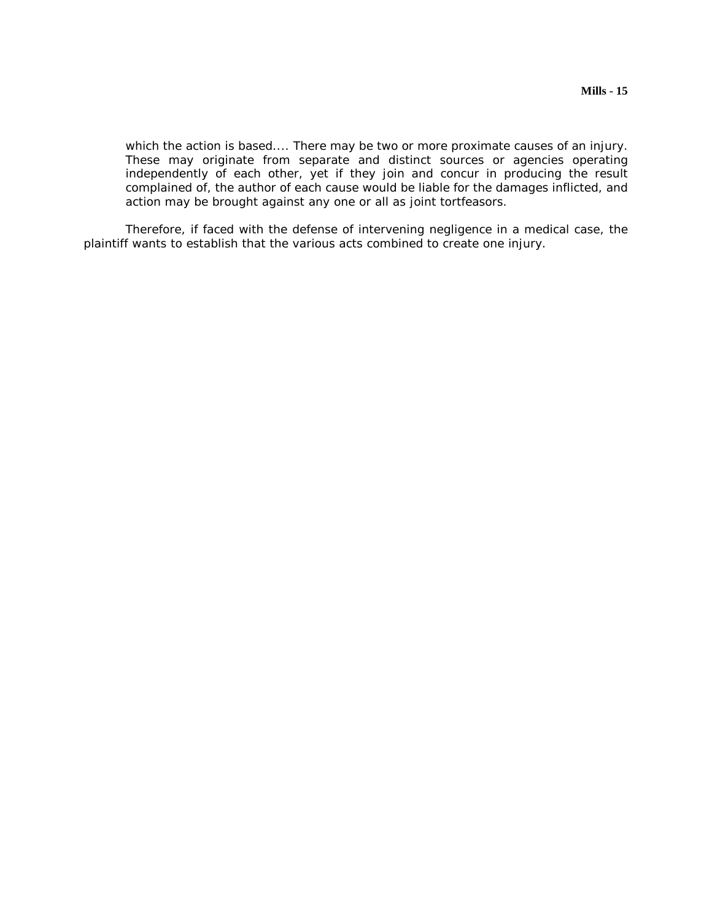> which the action is based.... There may be two or more proximate causes of an injury. These may originate from separate and distinct sources or agencies operating independently of each other, yet if they join and concur in producing the result complained of, the author of each cause would be liable for the damages inflicted, and action may be brought against any one or all as joint tortfeasors.

Therefore, if faced with the defense of intervening negligence in a medical case, the plaintiff wants to establish that the various acts combined to create one injury.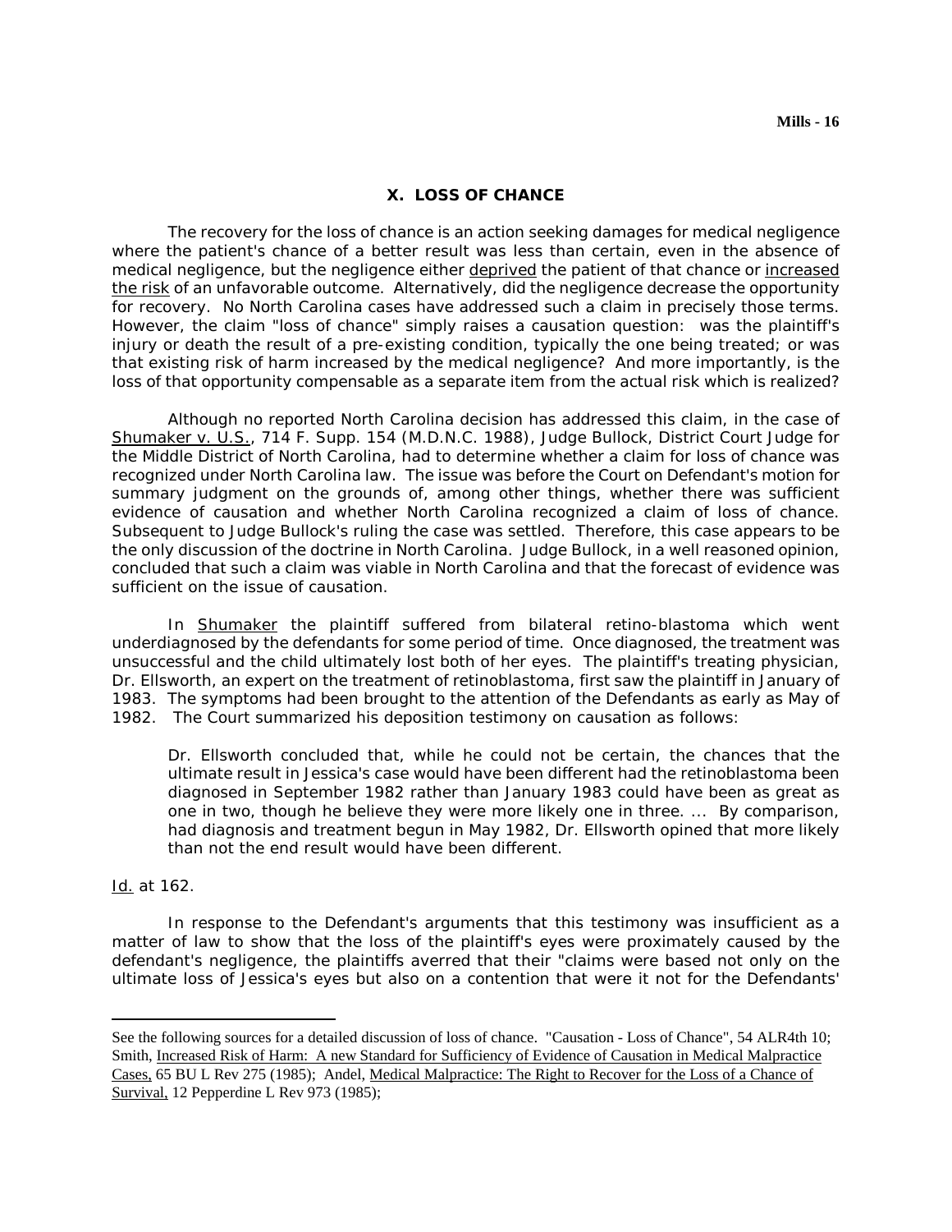## X. LOSS OF CHANCE

The recovery for the loss of chance is an action seeking damages for medical negligence where the patient's chance of a better result was less than certain, even in the absence of medical negligence, but the negligence either deprived the patient of that chance or increased the risk of an unfavorable outcome. Alternatively, did the negligence decrease the opportunity for recovery. No North Carolina cases have addressed such a claim in precisely those terms. However, the claim "loss of chance" simply raises a causation question: was the plaintiff's injury or death the result of a pre-existing condition, typically the one being treated; or was that existing risk of harm increased by the medical negligence? And more importantly, is the loss of that opportunity compensable as a separate item from the actual risk which is realized?

Although no reported North Carolina decision has addressed this claim, in the case of Shumaker v. U.S., 714 F. Supp. 154 (M.D.N.C. 1988), Judge Bullock, District Court Judge for the Middle District of North Carolina, had to determine whether a claim for loss of chance was recognized under North Carolina law. The issue was before the Court on Defendant's motion for summary judgment on the grounds of, among other things, whether there was sufficient evidence of causation and whether North Carolina recognized a claim of loss of chance. Subsequent to Judge Bullock's ruling the case was settled. Therefore, this case appears to be the only discussion of the doctrine in North Carolina. Judge Bullock, in a well reasoned opinion, concluded that such a claim was viable in North Carolina and that the forecast of evidence was sufficient on the issue of causation.

In Shumaker the plaintiff suffered from bilateral retino-blastoma which went underdiagnosed by the defendants for some period of time. Once diagnosed, the treatment was unsuccessful and the child ultimately lost both of her eyes. The plaintiff's treating physician, Dr. Ellsworth, an expert on the treatment of retinoblastoma, first saw the plaintiff in January of 1983. The symptoms had been brought to the attention of the Defendants as early as May of 1982. The Court summarized his deposition testimony on causation as follows:

> Dr. Ellsworth concluded that, while he could not be certain, the chances that the ultimate result in Jessica's case would have been different had the retinoblastoma been diagnosed in September 1982 rather than January 1983 could have been as great as one in two, though he believe they were more likely one in three. ... By comparison, had diagnosis and treatment begun in May 1982, Dr. Ellsworth opined that more likely than not the end result would have been different.

Id. at 162.

In response to the Defendant's arguments that this testimony was insufficient as a matter of law to show that the loss of the plaintiff's eyes were proximately caused by the defendant's negligence, the plaintiffs averred that their "claims were based not only on the ultimate loss of Jessica's eyes but also on a contention that were it not for the Defendants'

---

See the following sources for a detailed discussion of loss of chance. "Causation - Loss of Chance", 54 ALR4th 10; Smith, Increased Risk of Harm: A new Standard for Sufficiency of Evidence of Causation in Medical Malpractice Cases, 65 BU L Rev 275 (1985); Andel, Medical Malpractice: The Right to Recover for the Loss of a Chance of Survival, 12 Pepperdine L Rev 973 (1985);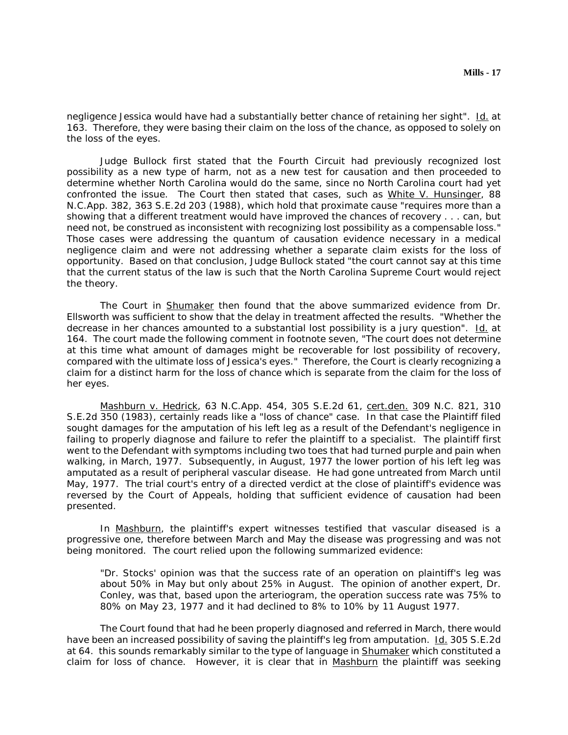negligence Jessica would have had a substantially better chance of retaining her sight". Id. at 163. Therefore, they were basing their claim on the loss of the chance, as opposed to solely on the loss of the eyes.

Judge Bullock first stated that the Fourth Circuit had previously recognized lost possibility as a new type of harm, not as a new test for causation and then proceeded to determine whether North Carolina would do the same, since no North Carolina court had yet confronted the issue. The Court then stated that cases, such as White V. Hunsinger, 88 N.C.App. 382, 363 S.E.2d 203 (1988), which hold that proximate cause "requires more than a showing that a different treatment would have improved the chances of recovery . . . can, but need not, be construed as inconsistent with recognizing lost possibility as a compensable loss." Those cases were addressing the quantum of causation evidence necessary in a medical negligence claim and were not addressing whether a separate claim exists for the loss of opportunity. Based on that conclusion, Judge Bullock stated "the court cannot say at this time that the current status of the law is such that the North Carolina Supreme Court would reject the theory.

The Court in Shumaker then found that the above summarized evidence from Dr. Ellsworth was sufficient to show that the delay in treatment affected the results. "Whether the decrease in her chances amounted to a substantial lost possibility is a jury question". Id. at 164. The court made the following comment in footnote seven, "The court does not determine at this time what amount of damages might be recoverable for lost possibility of recovery, compared with the ultimate loss of Jessica's eyes." Therefore, the Court is clearly recognizing a claim for a distinct harm for the loss of chance which is separate from the claim for the loss of her eyes.

Mashburn v. Hedrick, 63 N.C.App. 454, 305 S.E.2d 61, cert.den. 309 N.C. 821, 310 S.E.2d 350 (1983), certainly reads like a "loss of chance" case. In that case the Plaintiff filed sought damages for the amputation of his left leg as a result of the Defendant's negligence in failing to properly diagnose and failure to refer the plaintiff to a specialist. The plaintiff first went to the Defendant with symptoms including two toes that had turned purple and pain when walking, in March, 1977. Subsequently, in August, 1977 the lower portion of his left leg was amputated as a result of peripheral vascular disease. He had gone untreated from March until May, 1977. The trial court's entry of a directed verdict at the close of plaintiff's evidence was reversed by the Court of Appeals, holding that sufficient evidence of causation had been presented.

In Mashburn, the plaintiff's expert witnesses testified that vascular diseased is a progressive one, therefore between March and May the disease was progressing and was not being monitored. The court relied upon the following summarized evidence:

> "Dr. Stocks' opinion was that the success rate of an operation on plaintiff's leg was about 50% in May but only about 25% in August. The opinion of another expert, Dr. Conley, was that, based upon the arteriogram, the operation success rate was 75% to 80% on May 23, 1977 and it had declined to 8% to 10% by 11 August 1977.

The Court found that had he been properly diagnosed and referred in March, there would have been an increased possibility of saving the plaintiff's leg from amputation. Id. 305 S.E.2d at 64. this sounds remarkably similar to the type of language in Shumaker which constituted a claim for loss of chance. However, it is clear that in Mashburn the plaintiff was seeking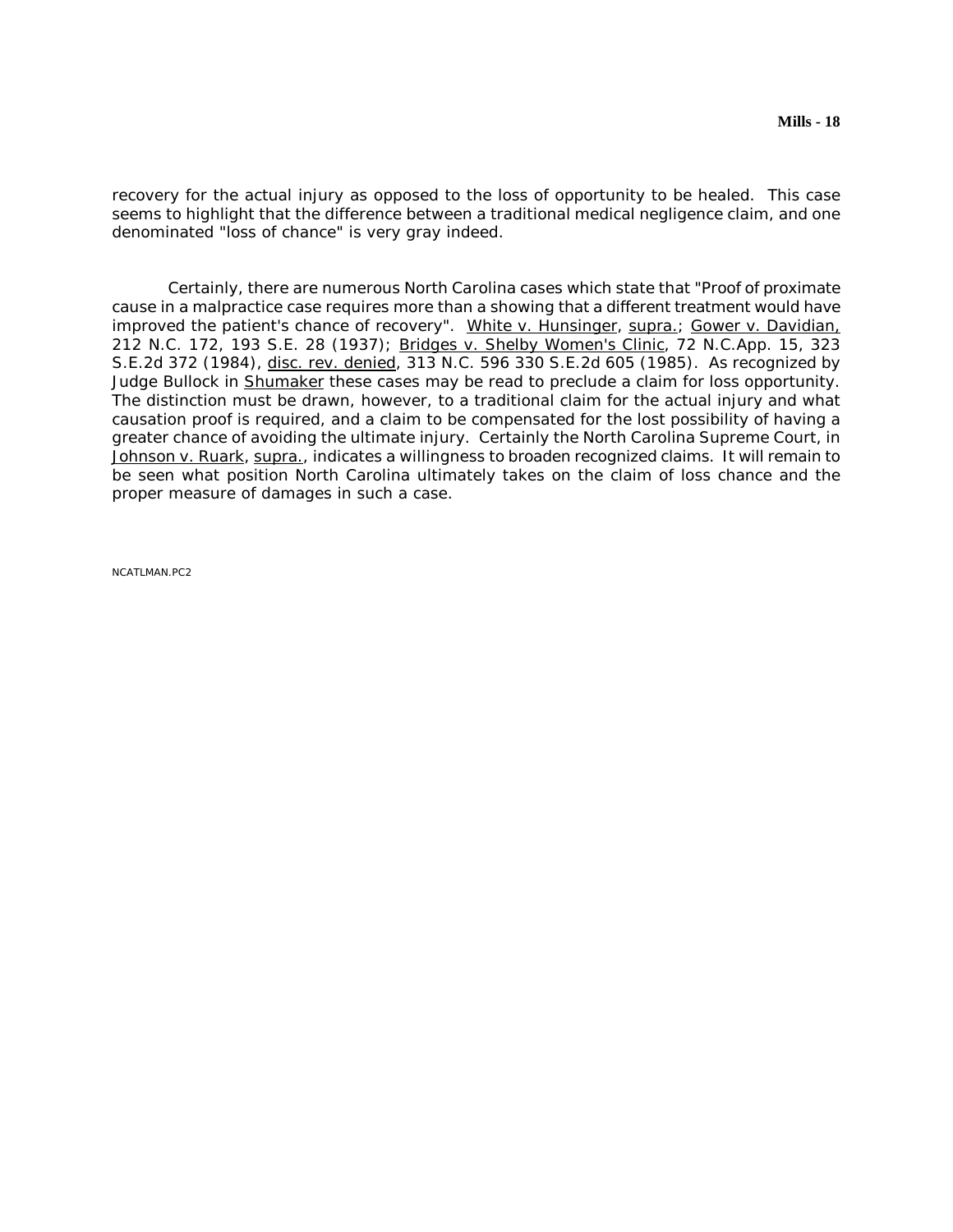recovery for the actual injury as opposed to the loss of opportunity to be healed. This case seems to highlight that the difference between a traditional medical negligence claim, and one denominated "loss of chance" is very gray indeed.

Certainly, there are numerous North Carolina cases which state that "Proof of proximate cause in a malpractice case requires more than a showing that a different treatment would have improved the patient's chance of recovery". White v. Hunsinger, supra.; Gower v. Davidian, 212 N.C. 172, 193 S.E. 28 (1937); Bridges v. Shelby Women's Clinic, 72 N.C.App. 15, 323 S.E.2d 372 (1984), disc. rev. denied, 313 N.C. 596 330 S.E.2d 605 (1985). As recognized by Judge Bullock in Shumaker these cases may be read to preclude a claim for loss opportunity. The distinction must be drawn, however, to a traditional claim for the actual injury and what causation proof is required, and a claim to be compensated for the lost possibility of having a greater chance of avoiding the ultimate injury. Certainly the North Carolina Supreme Court, in Johnson v. Ruark, supra., indicates a willingness to broaden recognized claims. It will remain to be seen what position North Carolina ultimately takes on the claim of loss chance and the proper measure of damages in such a case.

NCATLMAN.PC2